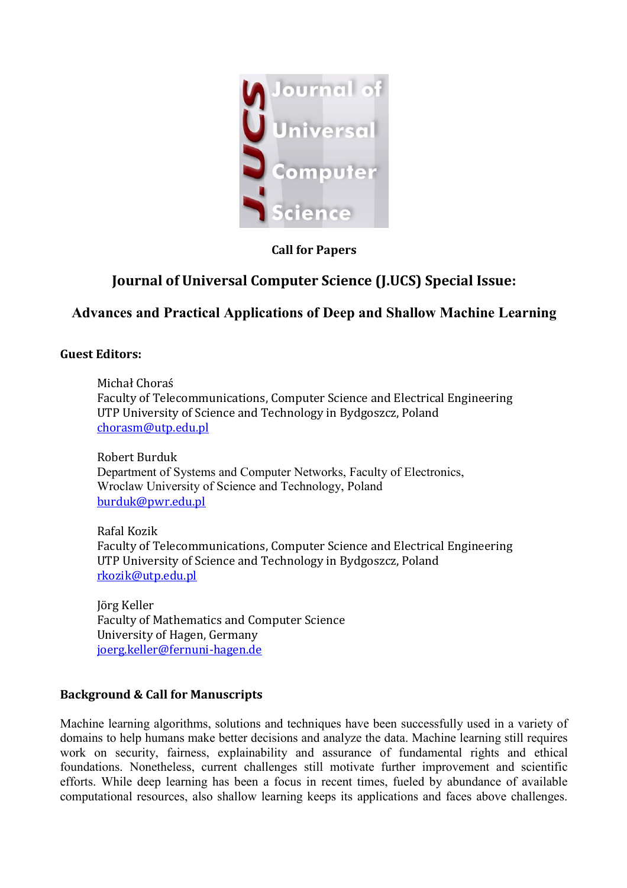**Call for Papers**

# Journal of Universal Computer Science (J.UCS) Special Issue:

## Advances and Practical Applications of Deep and Shallow Machine Learning

**Guest Editors:**

Michał Choraś
Faculty of Telecommunications, Computer Science and Electrical Engineering
UTP University of Science and Technology in Bydgoszcz, Poland
chorasm@utp.edu.pl

Robert Burduk
Department of Systems and Computer Networks, Faculty of Electronics,
Wroclaw University of Science and Technology, Poland
burduk@pwr.edu.pl

Rafal Kozik
Faculty of Telecommunications, Computer Science and Electrical Engineering
UTP University of Science and Technology in Bydgoszcz, Poland
rkozik@utp.edu.pl

Jörg Keller
Faculty of Mathematics and Computer Science
University of Hagen, Germany
joerg.keller@fernuni-hagen.de

**Background & Call for Manuscripts**

Machine learning algorithms, solutions and techniques have been successfully used in a variety of domains to help humans make better decisions and analyze the data. Machine learning still requires work on security, fairness, explainability and assurance of fundamental rights and ethical foundations. Nonetheless, current challenges still motivate further improvement and scientific efforts. While deep learning has been a focus in recent times, fueled by abundance of available computational resources, also shallow learning keeps its applications and faces above challenges.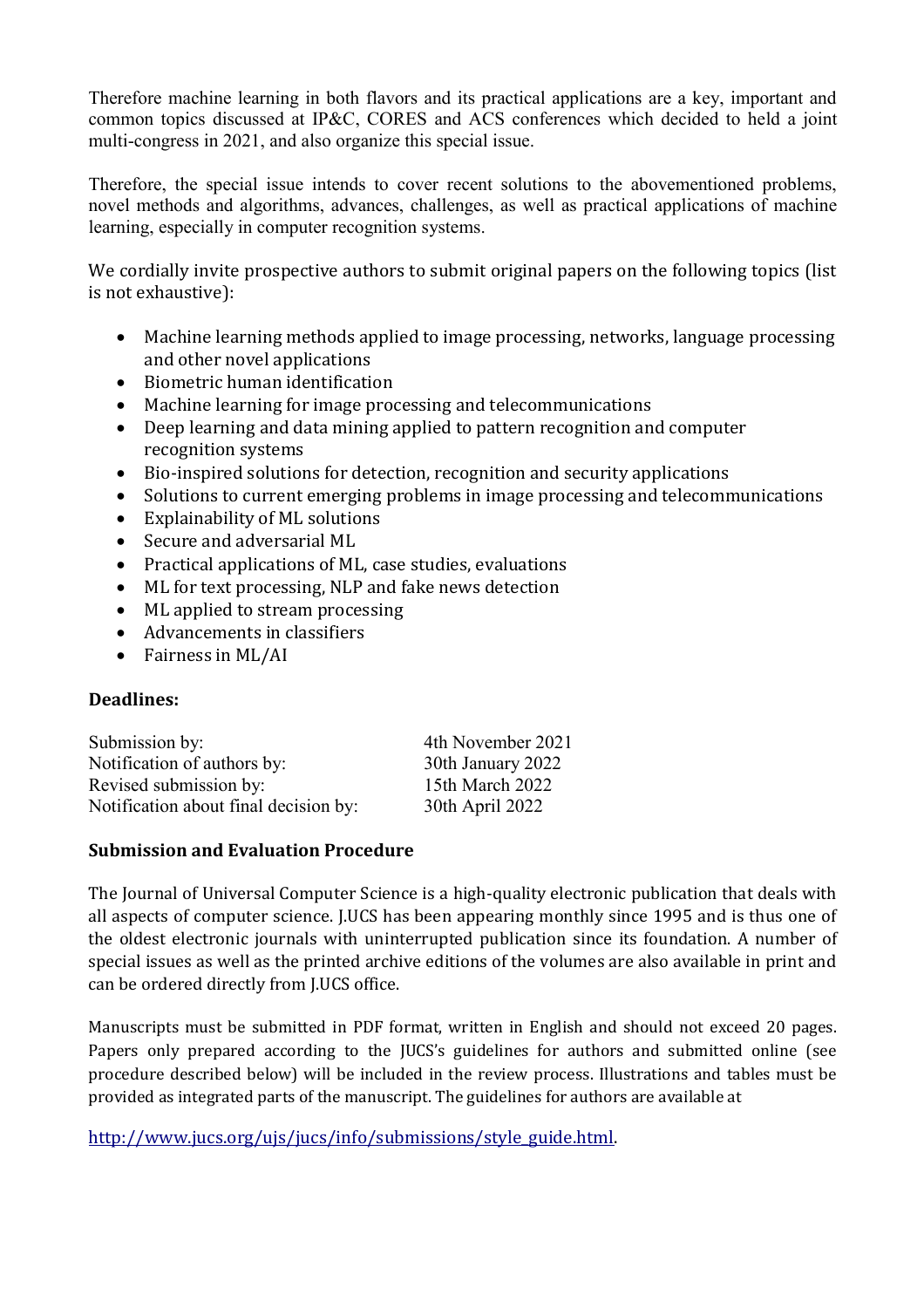Therefore machine learning in both flavors and its practical applications are a key, important and common topics discussed at IP&C, CORES and ACS conferences which decided to held a joint multi-congress in 2021, and also organize this special issue.

Therefore, the special issue intends to cover recent solutions to the abovementioned problems, novel methods and algorithms, advances, challenges, as well as practical applications of machine learning, especially in computer recognition systems.

We cordially invite prospective authors to submit original papers on the following topics (list is not exhaustive):

- Machine learning methods applied to image processing, networks, language processing and other novel applications
- Biometric human identification
- Machine learning for image processing and telecommunications
- Deep learning and data mining applied to pattern recognition and computer recognition systems
- Bio-inspired solutions for detection, recognition and security applications
- Solutions to current emerging problems in image processing and telecommunications
- Explainability of ML solutions
- Secure and adversarial ML
- Practical applications of ML, case studies, evaluations
- ML for text processing, NLP and fake news detection
- ML applied to stream processing
- Advancements in classifiers
- Fairness in ML/AI

**Deadlines:**

| | |
|---|---|
| Submission by: | 4th November 2021 |
| Notification of authors by: | 30th January 2022 |
| Revised submission by: | 15th March 2022 |
| Notification about final decision by: | 30th April 2022 |

**Submission and Evaluation Procedure**

The Journal of Universal Computer Science is a high-quality electronic publication that deals with all aspects of computer science. J.UCS has been appearing monthly since 1995 and is thus one of the oldest electronic journals with uninterrupted publication since its foundation. A number of special issues as well as the printed archive editions of the volumes are also available in print and can be ordered directly from J.UCS office.

Manuscripts must be submitted in PDF format, written in English and should not exceed 20 pages. Papers only prepared according to the JUCS's guidelines for authors and submitted online (see procedure described below) will be included in the review process. Illustrations and tables must be provided as integrated parts of the manuscript. The guidelines for authors are available at

http://www.jucs.org/ujs/jucs/info/submissions/style_guide.html.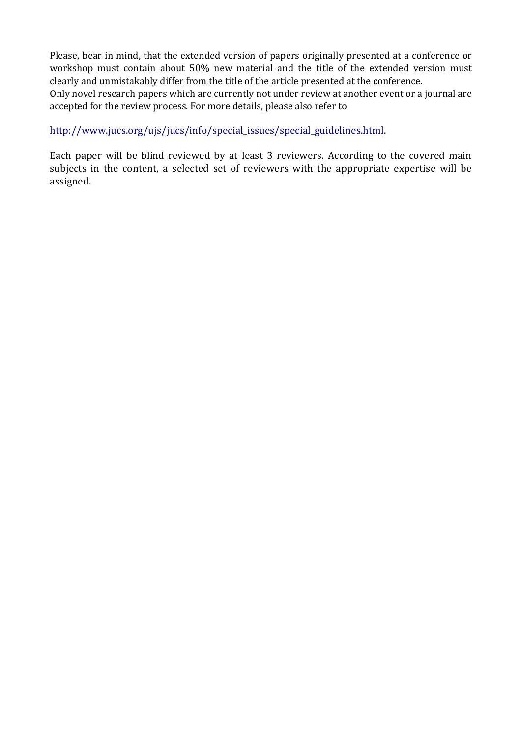Please, bear in mind, that the extended version of papers originally presented at a conference or workshop must contain about 50% new material and the title of the extended version must clearly and unmistakably differ from the title of the article presented at the conference.
Only novel research papers which are currently not under review at another event or a journal are accepted for the review process. For more details, please also refer to

[http://www.jucs.org/ujs/jucs/info/special_issues/special_guidelines.html](http://www.jucs.org/ujs/jucs/info/special_issues/special_guidelines.html).

Each paper will be blind reviewed by at least 3 reviewers. According to the covered main subjects in the content, a selected set of reviewers with the appropriate expertise will be assigned.